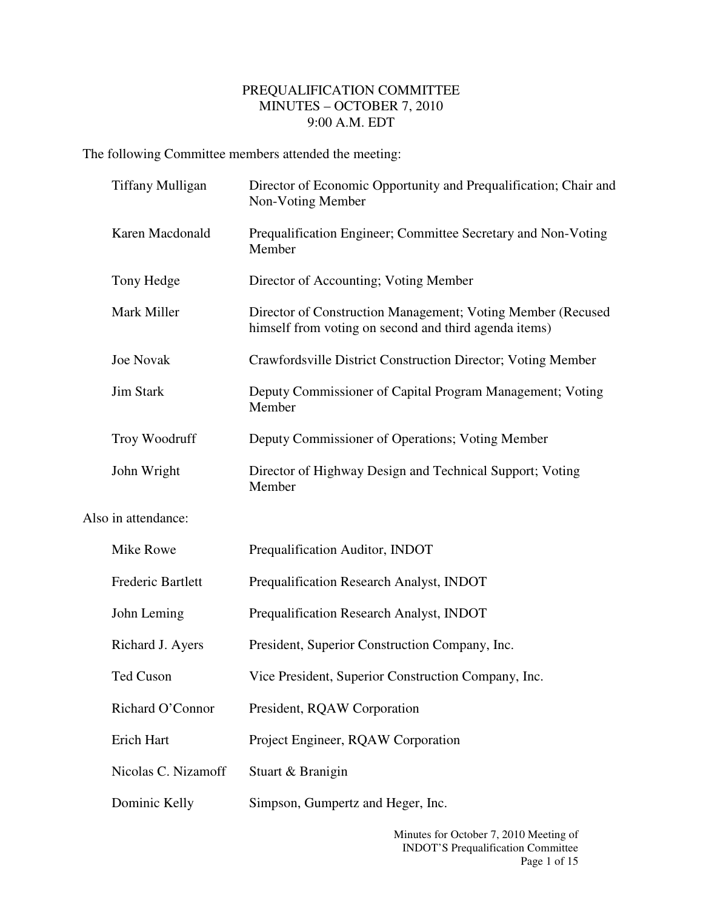# PREQUALIFICATION COMMITTEE
## MINUTES – OCTOBER 7, 2010
### 9:00 A.M. EDT

The following Committee members attended the meeting:

| | |
|---|---|
| Tiffany Mulligan | Director of Economic Opportunity and Prequalification; Chair and Non-Voting Member |
| Karen Macdonald | Prequalification Engineer; Committee Secretary and Non-Voting Member |
| Tony Hedge | Director of Accounting; Voting Member |
| Mark Miller | Director of Construction Management; Voting Member (Recused himself from voting on second and third agenda items) |
| Joe Novak | Crawfordsville District Construction Director; Voting Member |
| Jim Stark | Deputy Commissioner of Capital Program Management; Voting Member |
| Troy Woodruff | Deputy Commissioner of Operations; Voting Member |
| John Wright | Director of Highway Design and Technical Support; Voting Member |

Also in attendance:

| | |
|---|---|
| Mike Rowe | Prequalification Auditor, INDOT |
| Frederic Bartlett | Prequalification Research Analyst, INDOT |
| John Leming | Prequalification Research Analyst, INDOT |
| Richard J. Ayers | President, Superior Construction Company, Inc. |
| Ted Cuson | Vice President, Superior Construction Company, Inc. |
| Richard O'Connor | President, RQAW Corporation |
| Erich Hart | Project Engineer, RQAW Corporation |
| Nicolas C. Nizamoff | Stuart & Branigin |
| Dominic Kelly | Simpson, Gumpertz and Heger, Inc. |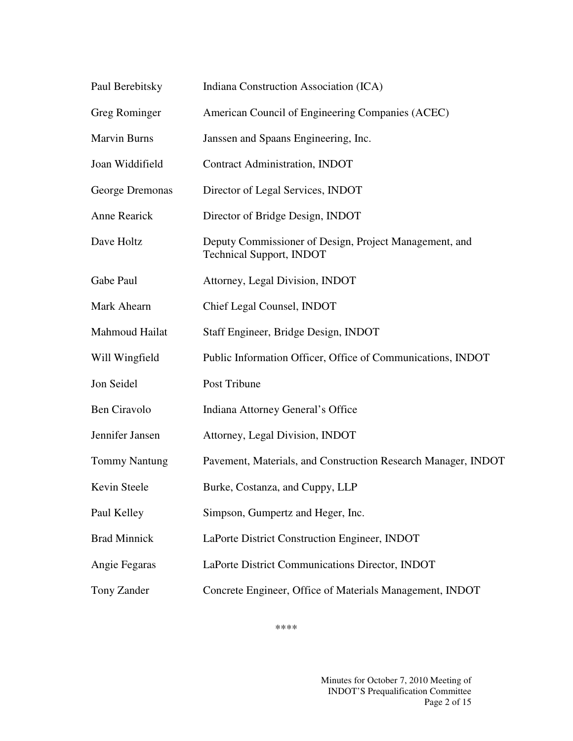| | |
|---|---|
| Paul Berebitsky | Indiana Construction Association (ICA) |
| Greg Rominger | American Council of Engineering Companies (ACEC) |
| Marvin Burns | Janssen and Spaans Engineering, Inc. |
| Joan Widdifield | Contract Administration, INDOT |
| George Dremonas | Director of Legal Services, INDOT |
| Anne Rearick | Director of Bridge Design, INDOT |
| Dave Holtz | Deputy Commissioner of Design, Project Management, and Technical Support, INDOT |
| Gabe Paul | Attorney, Legal Division, INDOT |
| Mark Ahearn | Chief Legal Counsel, INDOT |
| Mahmoud Hailat | Staff Engineer, Bridge Design, INDOT |
| Will Wingfield | Public Information Officer, Office of Communications, INDOT |
| Jon Seidel | Post Tribune |
| Ben Ciravolo | Indiana Attorney General's Office |
| Jennifer Jansen | Attorney, Legal Division, INDOT |
| Tommy Nantung | Pavement, Materials, and Construction Research Manager, INDOT |
| Kevin Steele | Burke, Costanza, and Cuppy, LLP |
| Paul Kelley | Simpson, Gumpertz and Heger, Inc. |
| Brad Minnick | LaPorte District Construction Engineer, INDOT |
| Angie Fegaras | LaPorte District Communications Director, INDOT |
| Tony Zander | Concrete Engineer, Office of Materials Management, INDOT |

****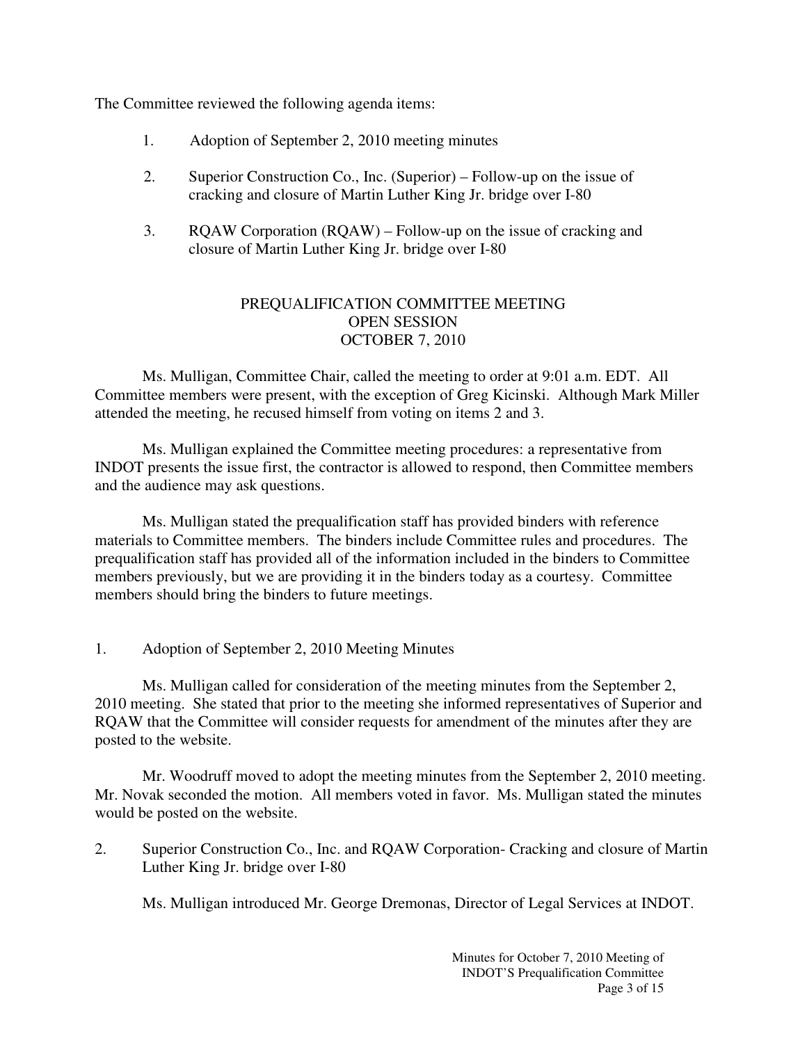The Committee reviewed the following agenda items:

1. Adoption of September 2, 2010 meeting minutes

2. Superior Construction Co., Inc. (Superior) – Follow-up on the issue of cracking and closure of Martin Luther King Jr. bridge over I-80

3. RQAW Corporation (RQAW) – Follow-up on the issue of cracking and closure of Martin Luther King Jr. bridge over I-80

## PREQUALIFICATION COMMITTEE MEETING
## OPEN SESSION
## OCTOBER 7, 2010

Ms. Mulligan, Committee Chair, called the meeting to order at 9:01 a.m. EDT. All Committee members were present, with the exception of Greg Kicinski. Although Mark Miller attended the meeting, he recused himself from voting on items 2 and 3.

Ms. Mulligan explained the Committee meeting procedures: a representative from INDOT presents the issue first, the contractor is allowed to respond, then Committee members and the audience may ask questions.

Ms. Mulligan stated the prequalification staff has provided binders with reference materials to Committee members. The binders include Committee rules and procedures. The prequalification staff has provided all of the information included in the binders to Committee members previously, but we are providing it in the binders today as a courtesy. Committee members should bring the binders to future meetings.

1. Adoption of September 2, 2010 Meeting Minutes

Ms. Mulligan called for consideration of the meeting minutes from the September 2, 2010 meeting. She stated that prior to the meeting she informed representatives of Superior and RQAW that the Committee will consider requests for amendment of the minutes after they are posted to the website.

Mr. Woodruff moved to adopt the meeting minutes from the September 2, 2010 meeting. Mr. Novak seconded the motion. All members voted in favor. Ms. Mulligan stated the minutes would be posted on the website.

2. Superior Construction Co., Inc. and RQAW Corporation- Cracking and closure of Martin Luther King Jr. bridge over I-80

Ms. Mulligan introduced Mr. George Dremonas, Director of Legal Services at INDOT.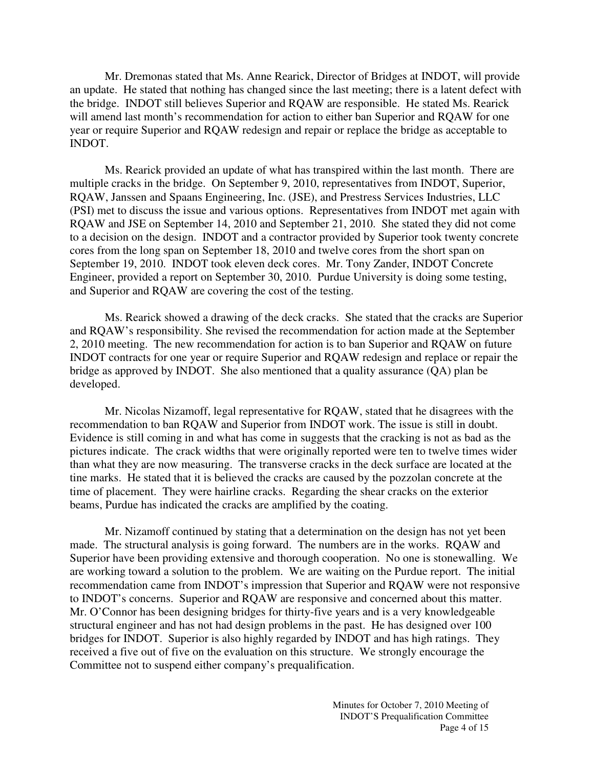Mr. Dremonas stated that Ms. Anne Rearick, Director of Bridges at INDOT, will provide an update. He stated that nothing has changed since the last meeting; there is a latent defect with the bridge. INDOT still believes Superior and RQAW are responsible. He stated Ms. Rearick will amend last month's recommendation for action to either ban Superior and RQAW for one year or require Superior and RQAW redesign and repair or replace the bridge as acceptable to INDOT.

Ms. Rearick provided an update of what has transpired within the last month. There are multiple cracks in the bridge. On September 9, 2010, representatives from INDOT, Superior, RQAW, Janssen and Spaans Engineering, Inc. (JSE), and Prestress Services Industries, LLC (PSI) met to discuss the issue and various options. Representatives from INDOT met again with RQAW and JSE on September 14, 2010 and September 21, 2010. She stated they did not come to a decision on the design. INDOT and a contractor provided by Superior took twenty concrete cores from the long span on September 18, 2010 and twelve cores from the short span on September 19, 2010. INDOT took eleven deck cores. Mr. Tony Zander, INDOT Concrete Engineer, provided a report on September 30, 2010. Purdue University is doing some testing, and Superior and RQAW are covering the cost of the testing.

Ms. Rearick showed a drawing of the deck cracks. She stated that the cracks are Superior and RQAW's responsibility. She revised the recommendation for action made at the September 2, 2010 meeting. The new recommendation for action is to ban Superior and RQAW on future INDOT contracts for one year or require Superior and RQAW redesign and replace or repair the bridge as approved by INDOT. She also mentioned that a quality assurance (QA) plan be developed.

Mr. Nicolas Nizamoff, legal representative for RQAW, stated that he disagrees with the recommendation to ban RQAW and Superior from INDOT work. The issue is still in doubt. Evidence is still coming in and what has come in suggests that the cracking is not as bad as the pictures indicate. The crack widths that were originally reported were ten to twelve times wider than what they are now measuring. The transverse cracks in the deck surface are located at the tine marks. He stated that it is believed the cracks are caused by the pozzolan concrete at the time of placement. They were hairline cracks. Regarding the shear cracks on the exterior beams, Purdue has indicated the cracks are amplified by the coating.

Mr. Nizamoff continued by stating that a determination on the design has not yet been made. The structural analysis is going forward. The numbers are in the works. RQAW and Superior have been providing extensive and thorough cooperation. No one is stonewalling. We are working toward a solution to the problem. We are waiting on the Purdue report. The initial recommendation came from INDOT's impression that Superior and RQAW were not responsive to INDOT's concerns. Superior and RQAW are responsive and concerned about this matter. Mr. O'Connor has been designing bridges for thirty-five years and is a very knowledgeable structural engineer and has not had design problems in the past. He has designed over 100 bridges for INDOT. Superior is also highly regarded by INDOT and has high ratings. They received a five out of five on the evaluation on this structure. We strongly encourage the Committee not to suspend either company's prequalification.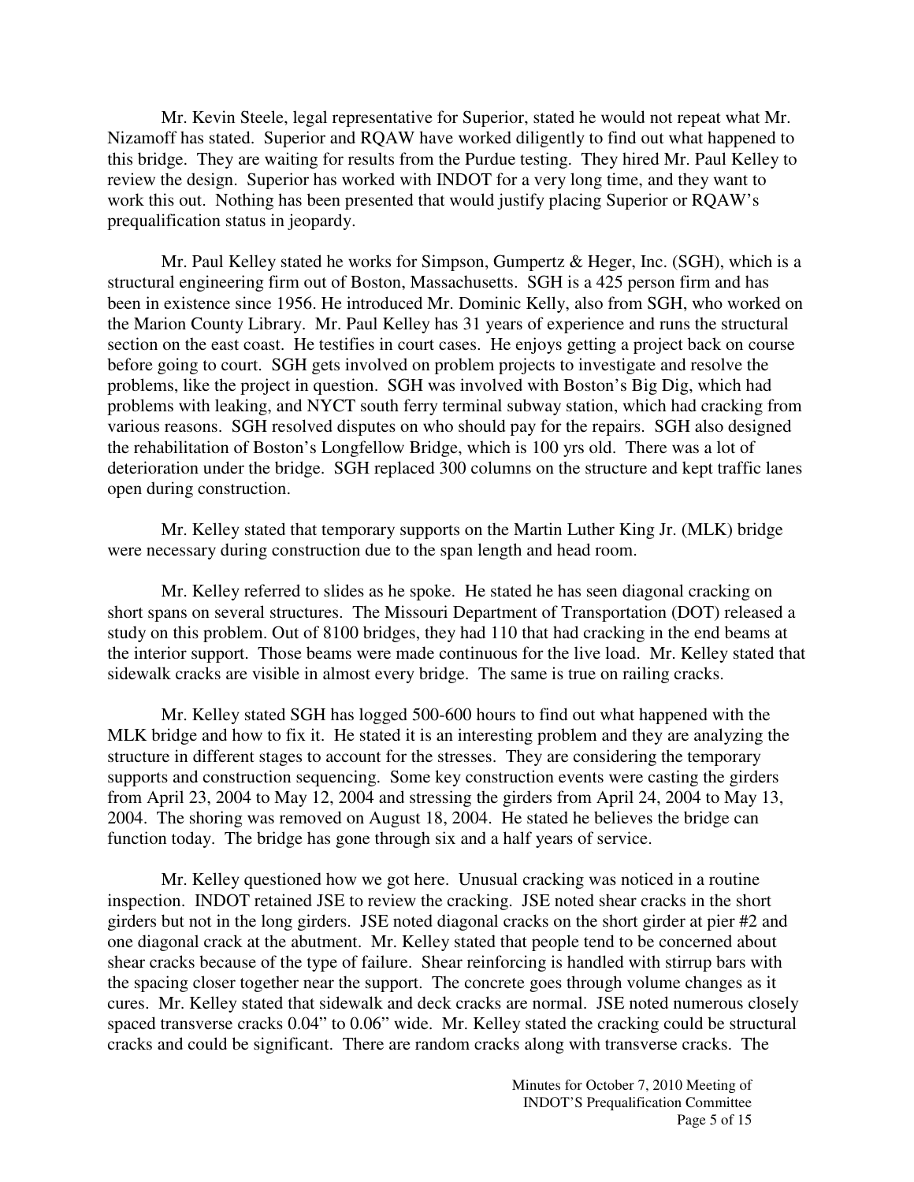Mr. Kevin Steele, legal representative for Superior, stated he would not repeat what Mr. Nizamoff has stated. Superior and RQAW have worked diligently to find out what happened to this bridge. They are waiting for results from the Purdue testing. They hired Mr. Paul Kelley to review the design. Superior has worked with INDOT for a very long time, and they want to work this out. Nothing has been presented that would justify placing Superior or RQAW's prequalification status in jeopardy.

Mr. Paul Kelley stated he works for Simpson, Gumpertz & Heger, Inc. (SGH), which is a structural engineering firm out of Boston, Massachusetts. SGH is a 425 person firm and has been in existence since 1956. He introduced Mr. Dominic Kelly, also from SGH, who worked on the Marion County Library. Mr. Paul Kelley has 31 years of experience and runs the structural section on the east coast. He testifies in court cases. He enjoys getting a project back on course before going to court. SGH gets involved on problem projects to investigate and resolve the problems, like the project in question. SGH was involved with Boston's Big Dig, which had problems with leaking, and NYCT south ferry terminal subway station, which had cracking from various reasons. SGH resolved disputes on who should pay for the repairs. SGH also designed the rehabilitation of Boston's Longfellow Bridge, which is 100 yrs old. There was a lot of deterioration under the bridge. SGH replaced 300 columns on the structure and kept traffic lanes open during construction.

Mr. Kelley stated that temporary supports on the Martin Luther King Jr. (MLK) bridge were necessary during construction due to the span length and head room.

Mr. Kelley referred to slides as he spoke. He stated he has seen diagonal cracking on short spans on several structures. The Missouri Department of Transportation (DOT) released a study on this problem. Out of 8100 bridges, they had 110 that had cracking in the end beams at the interior support. Those beams were made continuous for the live load. Mr. Kelley stated that sidewalk cracks are visible in almost every bridge. The same is true on railing cracks.

Mr. Kelley stated SGH has logged 500-600 hours to find out what happened with the MLK bridge and how to fix it. He stated it is an interesting problem and they are analyzing the structure in different stages to account for the stresses. They are considering the temporary supports and construction sequencing. Some key construction events were casting the girders from April 23, 2004 to May 12, 2004 and stressing the girders from April 24, 2004 to May 13, 2004. The shoring was removed on August 18, 2004. He stated he believes the bridge can function today. The bridge has gone through six and a half years of service.

Mr. Kelley questioned how we got here. Unusual cracking was noticed in a routine inspection. INDOT retained JSE to review the cracking. JSE noted shear cracks in the short girders but not in the long girders. JSE noted diagonal cracks on the short girder at pier #2 and one diagonal crack at the abutment. Mr. Kelley stated that people tend to be concerned about shear cracks because of the type of failure. Shear reinforcing is handled with stirrup bars with the spacing closer together near the support. The concrete goes through volume changes as it cures. Mr. Kelley stated that sidewalk and deck cracks are normal. JSE noted numerous closely spaced transverse cracks 0.04" to 0.06" wide. Mr. Kelley stated the cracking could be structural cracks and could be significant. There are random cracks along with transverse cracks. The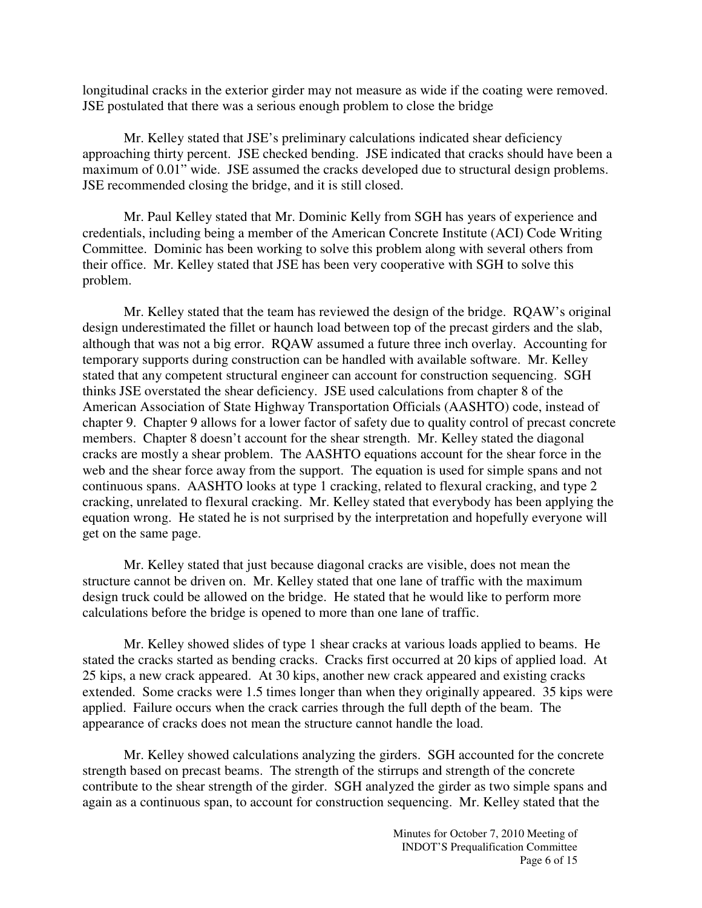longitudinal cracks in the exterior girder may not measure as wide if the coating were removed. JSE postulated that there was a serious enough problem to close the bridge

Mr. Kelley stated that JSE's preliminary calculations indicated shear deficiency approaching thirty percent. JSE checked bending. JSE indicated that cracks should have been a maximum of 0.01" wide. JSE assumed the cracks developed due to structural design problems. JSE recommended closing the bridge, and it is still closed.

Mr. Paul Kelley stated that Mr. Dominic Kelly from SGH has years of experience and credentials, including being a member of the American Concrete Institute (ACI) Code Writing Committee. Dominic has been working to solve this problem along with several others from their office. Mr. Kelley stated that JSE has been very cooperative with SGH to solve this problem.

Mr. Kelley stated that the team has reviewed the design of the bridge. RQAW's original design underestimated the fillet or haunch load between top of the precast girders and the slab, although that was not a big error. RQAW assumed a future three inch overlay. Accounting for temporary supports during construction can be handled with available software. Mr. Kelley stated that any competent structural engineer can account for construction sequencing. SGH thinks JSE overstated the shear deficiency. JSE used calculations from chapter 8 of the American Association of State Highway Transportation Officials (AASHTO) code, instead of chapter 9. Chapter 9 allows for a lower factor of safety due to quality control of precast concrete members. Chapter 8 doesn't account for the shear strength. Mr. Kelley stated the diagonal cracks are mostly a shear problem. The AASHTO equations account for the shear force in the web and the shear force away from the support. The equation is used for simple spans and not continuous spans. AASHTO looks at type 1 cracking, related to flexural cracking, and type 2 cracking, unrelated to flexural cracking. Mr. Kelley stated that everybody has been applying the equation wrong. He stated he is not surprised by the interpretation and hopefully everyone will get on the same page.

Mr. Kelley stated that just because diagonal cracks are visible, does not mean the structure cannot be driven on. Mr. Kelley stated that one lane of traffic with the maximum design truck could be allowed on the bridge. He stated that he would like to perform more calculations before the bridge is opened to more than one lane of traffic.

Mr. Kelley showed slides of type 1 shear cracks at various loads applied to beams. He stated the cracks started as bending cracks. Cracks first occurred at 20 kips of applied load. At 25 kips, a new crack appeared. At 30 kips, another new crack appeared and existing cracks extended. Some cracks were 1.5 times longer than when they originally appeared. 35 kips were applied. Failure occurs when the crack carries through the full depth of the beam. The appearance of cracks does not mean the structure cannot handle the load.

Mr. Kelley showed calculations analyzing the girders. SGH accounted for the concrete strength based on precast beams. The strength of the stirrups and strength of the concrete contribute to the shear strength of the girder. SGH analyzed the girder as two simple spans and again as a continuous span, to account for construction sequencing. Mr. Kelley stated that the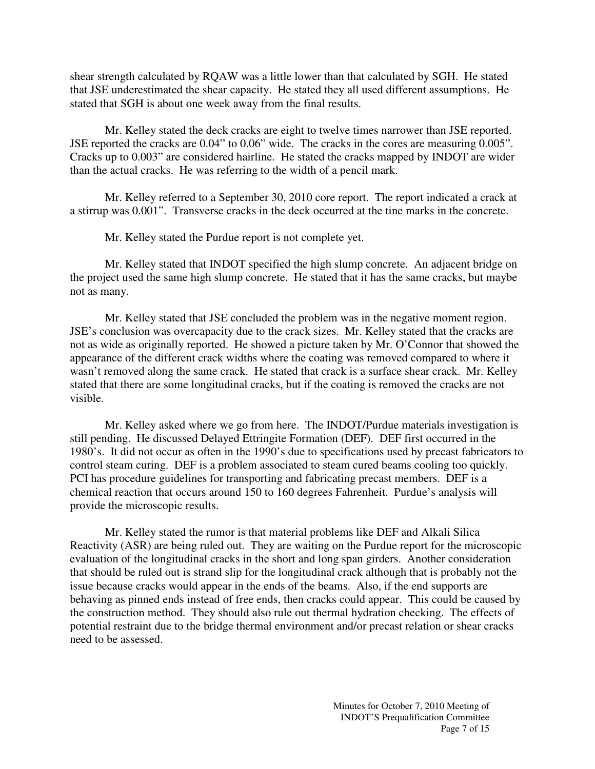shear strength calculated by RQAW was a little lower than that calculated by SGH. He stated that JSE underestimated the shear capacity. He stated they all used different assumptions. He stated that SGH is about one week away from the final results.

Mr. Kelley stated the deck cracks are eight to twelve times narrower than JSE reported. JSE reported the cracks are 0.04" to 0.06" wide. The cracks in the cores are measuring 0.005". Cracks up to 0.003" are considered hairline. He stated the cracks mapped by INDOT are wider than the actual cracks. He was referring to the width of a pencil mark.

Mr. Kelley referred to a September 30, 2010 core report. The report indicated a crack at a stirrup was 0.001". Transverse cracks in the deck occurred at the tine marks in the concrete.

Mr. Kelley stated the Purdue report is not complete yet.

Mr. Kelley stated that INDOT specified the high slump concrete. An adjacent bridge on the project used the same high slump concrete. He stated that it has the same cracks, but maybe not as many.

Mr. Kelley stated that JSE concluded the problem was in the negative moment region. JSE's conclusion was overcapacity due to the crack sizes. Mr. Kelley stated that the cracks are not as wide as originally reported. He showed a picture taken by Mr. O'Connor that showed the appearance of the different crack widths where the coating was removed compared to where it wasn't removed along the same crack. He stated that crack is a surface shear crack. Mr. Kelley stated that there are some longitudinal cracks, but if the coating is removed the cracks are not visible.

Mr. Kelley asked where we go from here. The INDOT/Purdue materials investigation is still pending. He discussed Delayed Ettringite Formation (DEF). DEF first occurred in the 1980's. It did not occur as often in the 1990's due to specifications used by precast fabricators to control steam curing. DEF is a problem associated to steam cured beams cooling too quickly. PCI has procedure guidelines for transporting and fabricating precast members. DEF is a chemical reaction that occurs around 150 to 160 degrees Fahrenheit. Purdue's analysis will provide the microscopic results.

Mr. Kelley stated the rumor is that material problems like DEF and Alkali Silica Reactivity (ASR) are being ruled out. They are waiting on the Purdue report for the microscopic evaluation of the longitudinal cracks in the short and long span girders. Another consideration that should be ruled out is strand slip for the longitudinal crack although that is probably not the issue because cracks would appear in the ends of the beams. Also, if the end supports are behaving as pinned ends instead of free ends, then cracks could appear. This could be caused by the construction method. They should also rule out thermal hydration checking. The effects of potential restraint due to the bridge thermal environment and/or precast relation or shear cracks need to be assessed.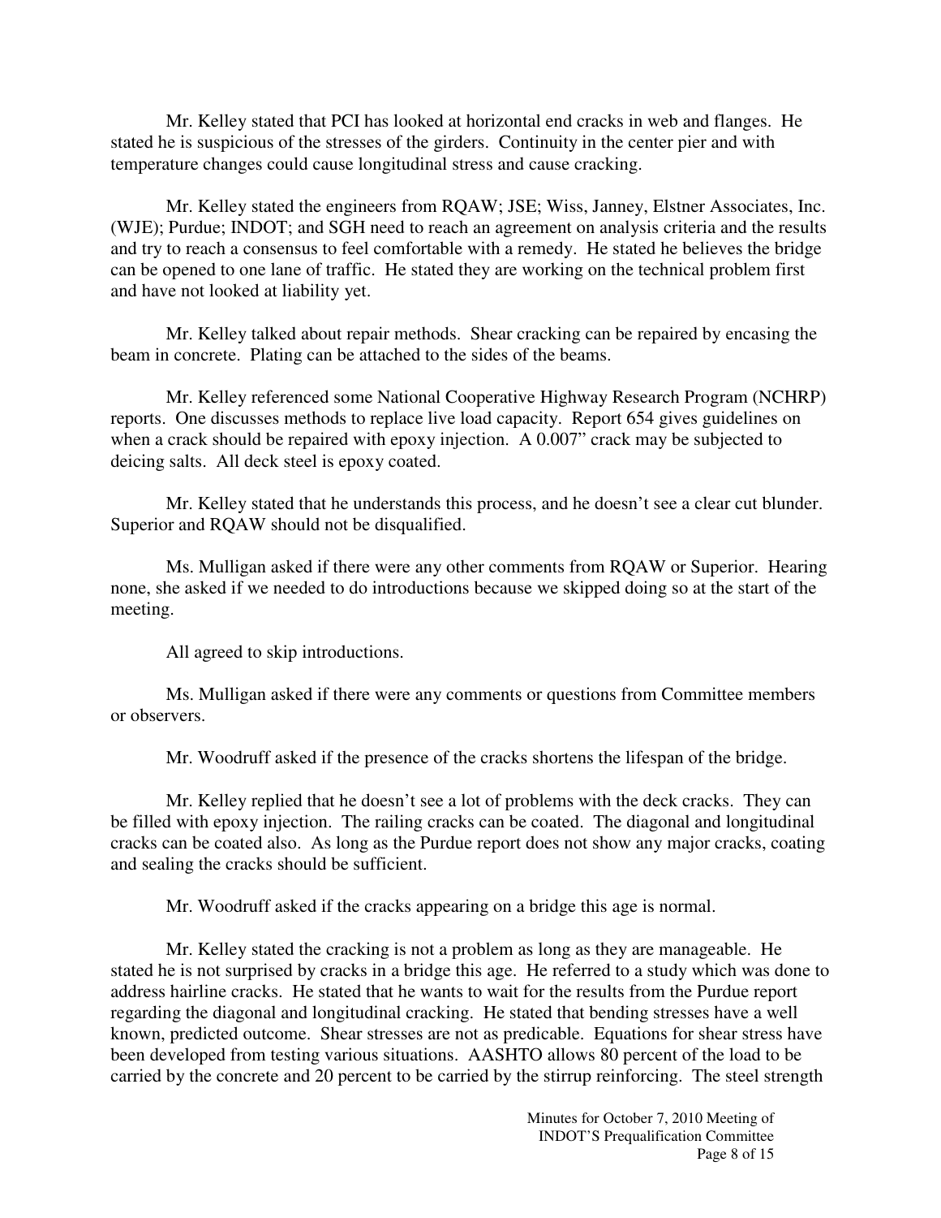Mr. Kelley stated that PCI has looked at horizontal end cracks in web and flanges. He stated he is suspicious of the stresses of the girders. Continuity in the center pier and with temperature changes could cause longitudinal stress and cause cracking.

Mr. Kelley stated the engineers from RQAW; JSE; Wiss, Janney, Elstner Associates, Inc. (WJE); Purdue; INDOT; and SGH need to reach an agreement on analysis criteria and the results and try to reach a consensus to feel comfortable with a remedy. He stated he believes the bridge can be opened to one lane of traffic. He stated they are working on the technical problem first and have not looked at liability yet.

Mr. Kelley talked about repair methods. Shear cracking can be repaired by encasing the beam in concrete. Plating can be attached to the sides of the beams.

Mr. Kelley referenced some National Cooperative Highway Research Program (NCHRP) reports. One discusses methods to replace live load capacity. Report 654 gives guidelines on when a crack should be repaired with epoxy injection. A 0.007" crack may be subjected to deicing salts. All deck steel is epoxy coated.

Mr. Kelley stated that he understands this process, and he doesn't see a clear cut blunder. Superior and RQAW should not be disqualified.

Ms. Mulligan asked if there were any other comments from RQAW or Superior. Hearing none, she asked if we needed to do introductions because we skipped doing so at the start of the meeting.

All agreed to skip introductions.

Ms. Mulligan asked if there were any comments or questions from Committee members or observers.

Mr. Woodruff asked if the presence of the cracks shortens the lifespan of the bridge.

Mr. Kelley replied that he doesn't see a lot of problems with the deck cracks. They can be filled with epoxy injection. The railing cracks can be coated. The diagonal and longitudinal cracks can be coated also. As long as the Purdue report does not show any major cracks, coating and sealing the cracks should be sufficient.

Mr. Woodruff asked if the cracks appearing on a bridge this age is normal.

Mr. Kelley stated the cracking is not a problem as long as they are manageable. He stated he is not surprised by cracks in a bridge this age. He referred to a study which was done to address hairline cracks. He stated that he wants to wait for the results from the Purdue report regarding the diagonal and longitudinal cracking. He stated that bending stresses have a well known, predicted outcome. Shear stresses are not as predicable. Equations for shear stress have been developed from testing various situations. AASHTO allows 80 percent of the load to be carried by the concrete and 20 percent to be carried by the stirrup reinforcing. The steel strength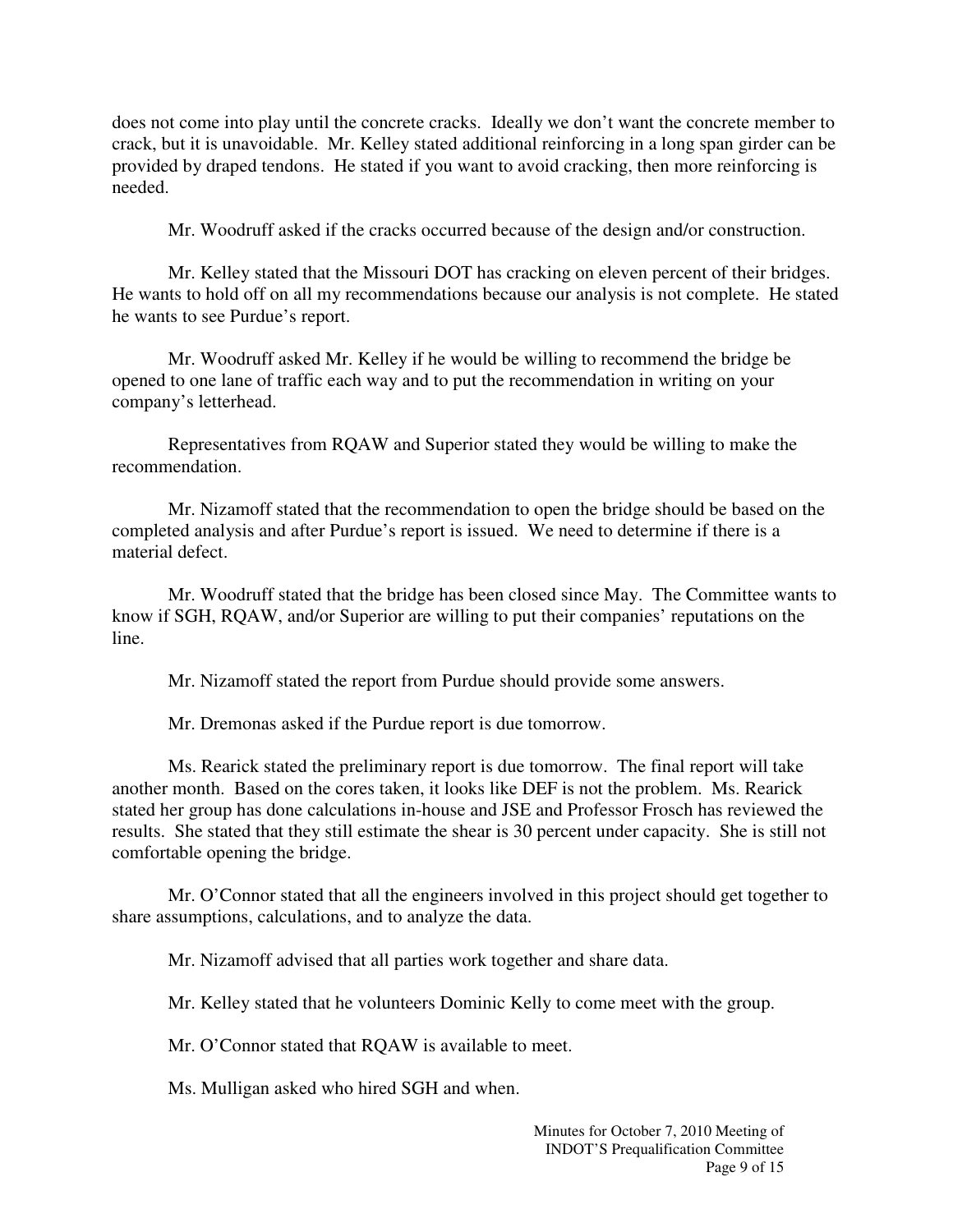does not come into play until the concrete cracks. Ideally we don't want the concrete member to crack, but it is unavoidable. Mr. Kelley stated additional reinforcing in a long span girder can be provided by draped tendons. He stated if you want to avoid cracking, then more reinforcing is needed.

Mr. Woodruff asked if the cracks occurred because of the design and/or construction.

Mr. Kelley stated that the Missouri DOT has cracking on eleven percent of their bridges. He wants to hold off on all my recommendations because our analysis is not complete. He stated he wants to see Purdue's report.

Mr. Woodruff asked Mr. Kelley if he would be willing to recommend the bridge be opened to one lane of traffic each way and to put the recommendation in writing on your company's letterhead.

Representatives from RQAW and Superior stated they would be willing to make the recommendation.

Mr. Nizamoff stated that the recommendation to open the bridge should be based on the completed analysis and after Purdue's report is issued. We need to determine if there is a material defect.

Mr. Woodruff stated that the bridge has been closed since May. The Committee wants to know if SGH, RQAW, and/or Superior are willing to put their companies' reputations on the line.

Mr. Nizamoff stated the report from Purdue should provide some answers.

Mr. Dremonas asked if the Purdue report is due tomorrow.

Ms. Rearick stated the preliminary report is due tomorrow. The final report will take another month. Based on the cores taken, it looks like DEF is not the problem. Ms. Rearick stated her group has done calculations in-house and JSE and Professor Frosch has reviewed the results. She stated that they still estimate the shear is 30 percent under capacity. She is still not comfortable opening the bridge.

Mr. O'Connor stated that all the engineers involved in this project should get together to share assumptions, calculations, and to analyze the data.

Mr. Nizamoff advised that all parties work together and share data.

Mr. Kelley stated that he volunteers Dominic Kelly to come meet with the group.

Mr. O'Connor stated that RQAW is available to meet.

Ms. Mulligan asked who hired SGH and when.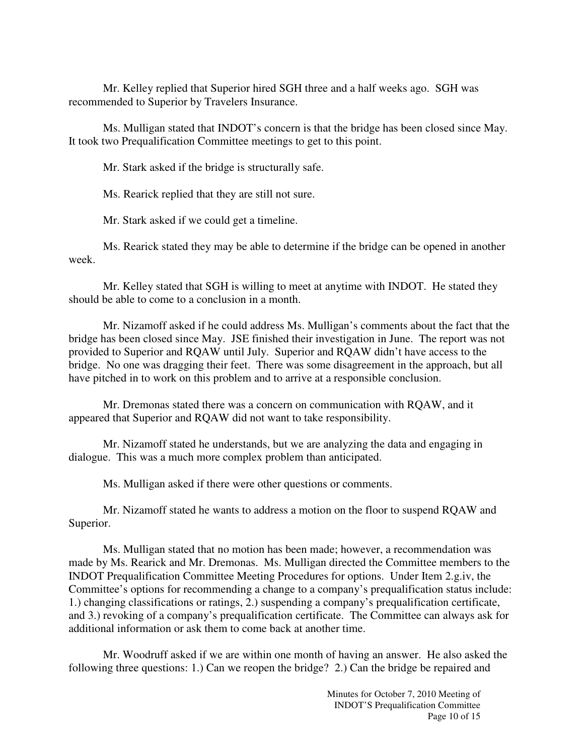Mr. Kelley replied that Superior hired SGH three and a half weeks ago. SGH was recommended to Superior by Travelers Insurance.

Ms. Mulligan stated that INDOT's concern is that the bridge has been closed since May. It took two Prequalification Committee meetings to get to this point.

Mr. Stark asked if the bridge is structurally safe.

Ms. Rearick replied that they are still not sure.

Mr. Stark asked if we could get a timeline.

Ms. Rearick stated they may be able to determine if the bridge can be opened in another week.

Mr. Kelley stated that SGH is willing to meet at anytime with INDOT. He stated they should be able to come to a conclusion in a month.

Mr. Nizamoff asked if he could address Ms. Mulligan's comments about the fact that the bridge has been closed since May. JSE finished their investigation in June. The report was not provided to Superior and RQAW until July. Superior and RQAW didn't have access to the bridge. No one was dragging their feet. There was some disagreement in the approach, but all have pitched in to work on this problem and to arrive at a responsible conclusion.

Mr. Dremonas stated there was a concern on communication with RQAW, and it appeared that Superior and RQAW did not want to take responsibility.

Mr. Nizamoff stated he understands, but we are analyzing the data and engaging in dialogue. This was a much more complex problem than anticipated.

Ms. Mulligan asked if there were other questions or comments.

Mr. Nizamoff stated he wants to address a motion on the floor to suspend RQAW and Superior.

Ms. Mulligan stated that no motion has been made; however, a recommendation was made by Ms. Rearick and Mr. Dremonas. Ms. Mulligan directed the Committee members to the INDOT Prequalification Committee Meeting Procedures for options. Under Item 2.g.iv, the Committee's options for recommending a change to a company's prequalification status include: 1.) changing classifications or ratings, 2.) suspending a company's prequalification certificate, and 3.) revoking of a company's prequalification certificate. The Committee can always ask for additional information or ask them to come back at another time.

Mr. Woodruff asked if we are within one month of having an answer. He also asked the following three questions: 1.) Can we reopen the bridge? 2.) Can the bridge be repaired and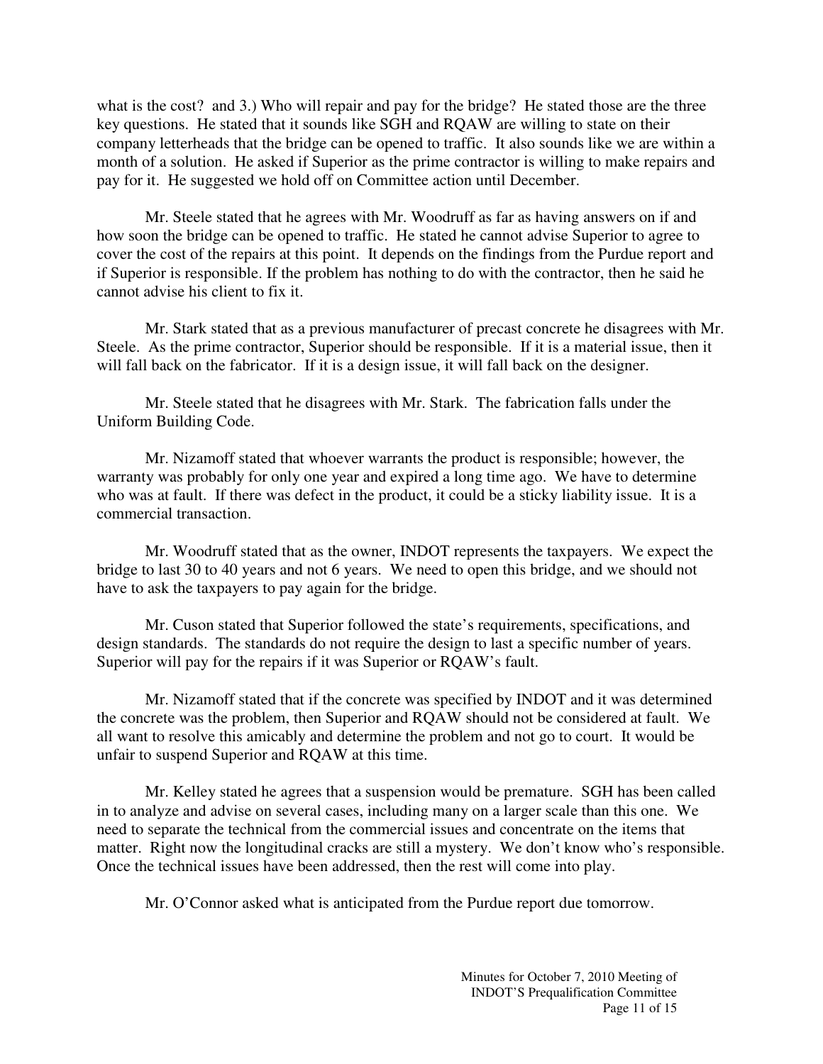what is the cost? and 3.) Who will repair and pay for the bridge? He stated those are the three key questions. He stated that it sounds like SGH and RQAW are willing to state on their company letterheads that the bridge can be opened to traffic. It also sounds like we are within a month of a solution. He asked if Superior as the prime contractor is willing to make repairs and pay for it. He suggested we hold off on Committee action until December.

Mr. Steele stated that he agrees with Mr. Woodruff as far as having answers on if and how soon the bridge can be opened to traffic. He stated he cannot advise Superior to agree to cover the cost of the repairs at this point. It depends on the findings from the Purdue report and if Superior is responsible. If the problem has nothing to do with the contractor, then he said he cannot advise his client to fix it.

Mr. Stark stated that as a previous manufacturer of precast concrete he disagrees with Mr. Steele. As the prime contractor, Superior should be responsible. If it is a material issue, then it will fall back on the fabricator. If it is a design issue, it will fall back on the designer.

Mr. Steele stated that he disagrees with Mr. Stark. The fabrication falls under the Uniform Building Code.

Mr. Nizamoff stated that whoever warrants the product is responsible; however, the warranty was probably for only one year and expired a long time ago. We have to determine who was at fault. If there was defect in the product, it could be a sticky liability issue. It is a commercial transaction.

Mr. Woodruff stated that as the owner, INDOT represents the taxpayers. We expect the bridge to last 30 to 40 years and not 6 years. We need to open this bridge, and we should not have to ask the taxpayers to pay again for the bridge.

Mr. Cuson stated that Superior followed the state's requirements, specifications, and design standards. The standards do not require the design to last a specific number of years. Superior will pay for the repairs if it was Superior or RQAW's fault.

Mr. Nizamoff stated that if the concrete was specified by INDOT and it was determined the concrete was the problem, then Superior and RQAW should not be considered at fault. We all want to resolve this amicably and determine the problem and not go to court. It would be unfair to suspend Superior and RQAW at this time.

Mr. Kelley stated he agrees that a suspension would be premature. SGH has been called in to analyze and advise on several cases, including many on a larger scale than this one. We need to separate the technical from the commercial issues and concentrate on the items that matter. Right now the longitudinal cracks are still a mystery. We don't know who's responsible. Once the technical issues have been addressed, then the rest will come into play.

Mr. O'Connor asked what is anticipated from the Purdue report due tomorrow.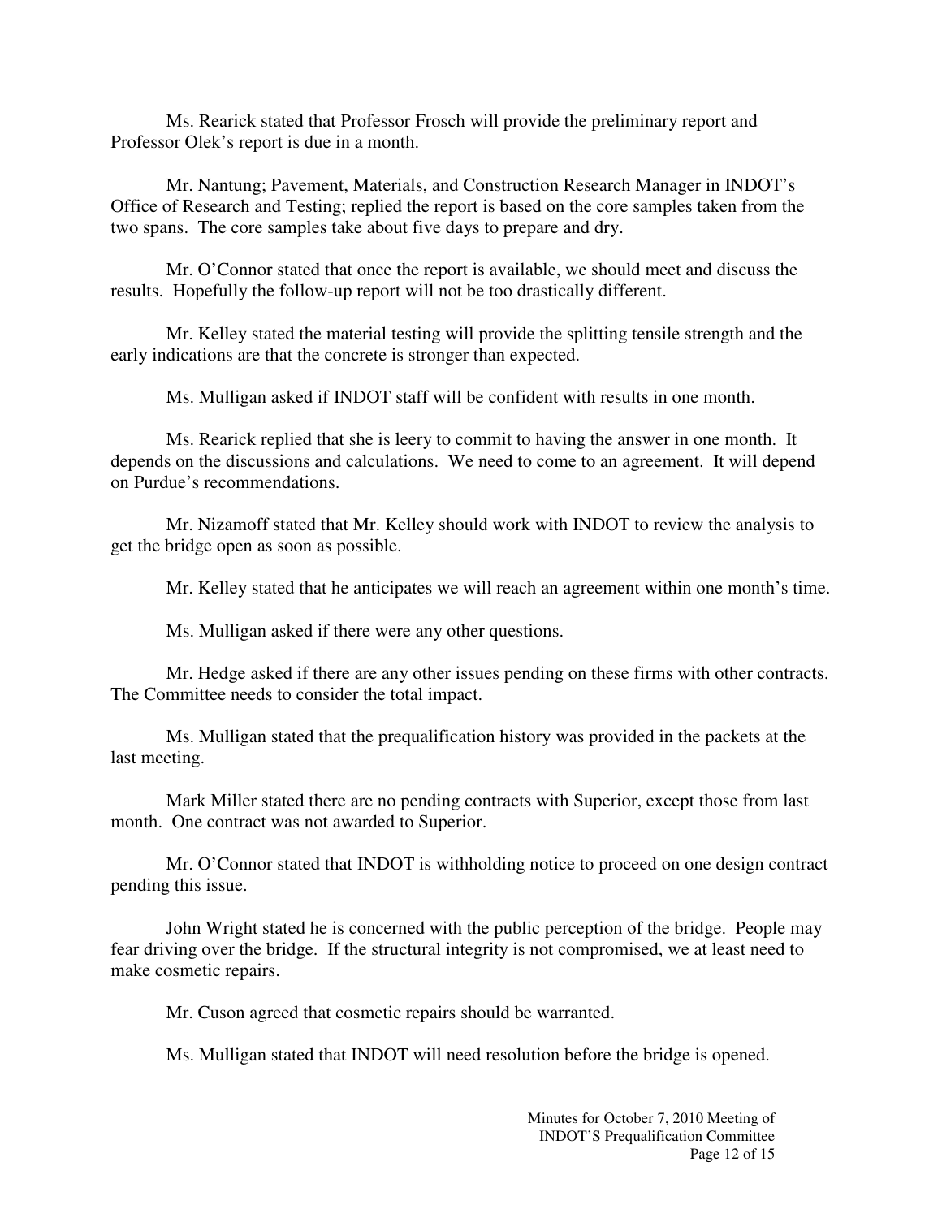Ms. Rearick stated that Professor Frosch will provide the preliminary report and Professor Olek's report is due in a month.

Mr. Nantung; Pavement, Materials, and Construction Research Manager in INDOT's Office of Research and Testing; replied the report is based on the core samples taken from the two spans. The core samples take about five days to prepare and dry.

Mr. O'Connor stated that once the report is available, we should meet and discuss the results. Hopefully the follow-up report will not be too drastically different.

Mr. Kelley stated the material testing will provide the splitting tensile strength and the early indications are that the concrete is stronger than expected.

Ms. Mulligan asked if INDOT staff will be confident with results in one month.

Ms. Rearick replied that she is leery to commit to having the answer in one month. It depends on the discussions and calculations. We need to come to an agreement. It will depend on Purdue's recommendations.

Mr. Nizamoff stated that Mr. Kelley should work with INDOT to review the analysis to get the bridge open as soon as possible.

Mr. Kelley stated that he anticipates we will reach an agreement within one month's time.

Ms. Mulligan asked if there were any other questions.

Mr. Hedge asked if there are any other issues pending on these firms with other contracts. The Committee needs to consider the total impact.

Ms. Mulligan stated that the prequalification history was provided in the packets at the last meeting.

Mark Miller stated there are no pending contracts with Superior, except those from last month. One contract was not awarded to Superior.

Mr. O'Connor stated that INDOT is withholding notice to proceed on one design contract pending this issue.

John Wright stated he is concerned with the public perception of the bridge. People may fear driving over the bridge. If the structural integrity is not compromised, we at least need to make cosmetic repairs.

Mr. Cuson agreed that cosmetic repairs should be warranted.

Ms. Mulligan stated that INDOT will need resolution before the bridge is opened.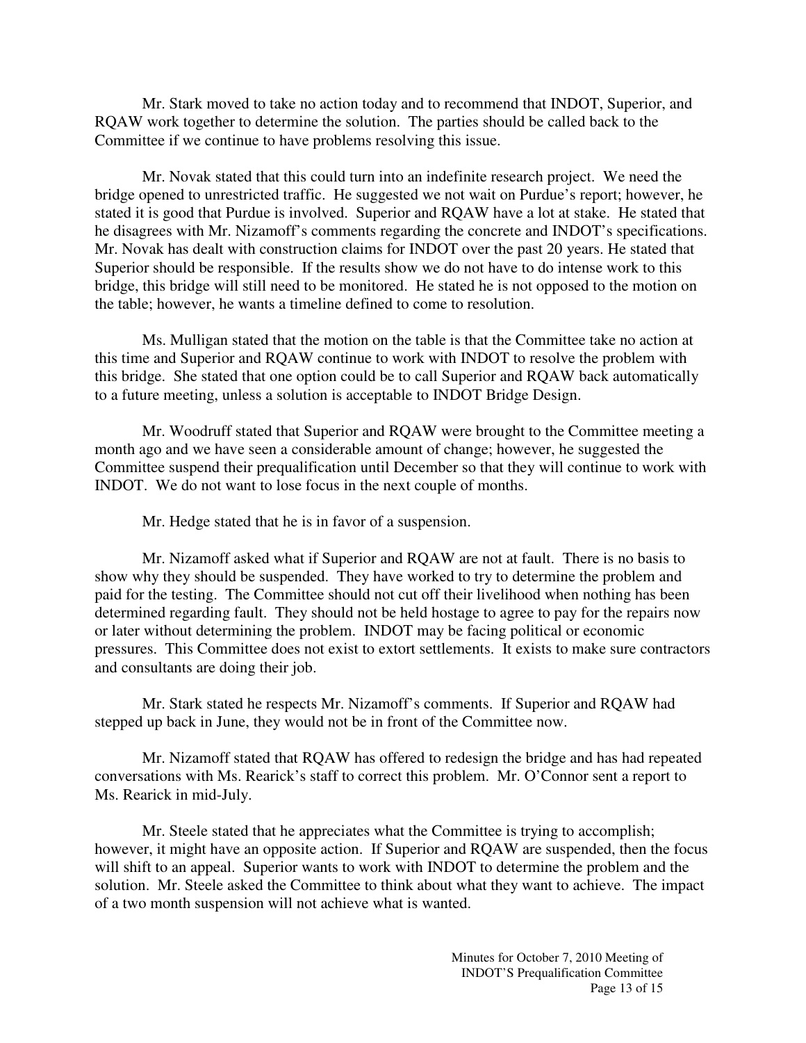Mr. Stark moved to take no action today and to recommend that INDOT, Superior, and RQAW work together to determine the solution. The parties should be called back to the Committee if we continue to have problems resolving this issue.

Mr. Novak stated that this could turn into an indefinite research project. We need the bridge opened to unrestricted traffic. He suggested we not wait on Purdue's report; however, he stated it is good that Purdue is involved. Superior and RQAW have a lot at stake. He stated that he disagrees with Mr. Nizamoff's comments regarding the concrete and INDOT's specifications. Mr. Novak has dealt with construction claims for INDOT over the past 20 years. He stated that Superior should be responsible. If the results show we do not have to do intense work to this bridge, this bridge will still need to be monitored. He stated he is not opposed to the motion on the table; however, he wants a timeline defined to come to resolution.

Ms. Mulligan stated that the motion on the table is that the Committee take no action at this time and Superior and RQAW continue to work with INDOT to resolve the problem with this bridge. She stated that one option could be to call Superior and RQAW back automatically to a future meeting, unless a solution is acceptable to INDOT Bridge Design.

Mr. Woodruff stated that Superior and RQAW were brought to the Committee meeting a month ago and we have seen a considerable amount of change; however, he suggested the Committee suspend their prequalification until December so that they will continue to work with INDOT. We do not want to lose focus in the next couple of months.

Mr. Hedge stated that he is in favor of a suspension.

Mr. Nizamoff asked what if Superior and RQAW are not at fault. There is no basis to show why they should be suspended. They have worked to try to determine the problem and paid for the testing. The Committee should not cut off their livelihood when nothing has been determined regarding fault. They should not be held hostage to agree to pay for the repairs now or later without determining the problem. INDOT may be facing political or economic pressures. This Committee does not exist to extort settlements. It exists to make sure contractors and consultants are doing their job.

Mr. Stark stated he respects Mr. Nizamoff's comments. If Superior and RQAW had stepped up back in June, they would not be in front of the Committee now.

Mr. Nizamoff stated that RQAW has offered to redesign the bridge and has had repeated conversations with Ms. Rearick's staff to correct this problem. Mr. O'Connor sent a report to Ms. Rearick in mid-July.

Mr. Steele stated that he appreciates what the Committee is trying to accomplish; however, it might have an opposite action. If Superior and RQAW are suspended, then the focus will shift to an appeal. Superior wants to work with INDOT to determine the problem and the solution. Mr. Steele asked the Committee to think about what they want to achieve. The impact of a two month suspension will not achieve what is wanted.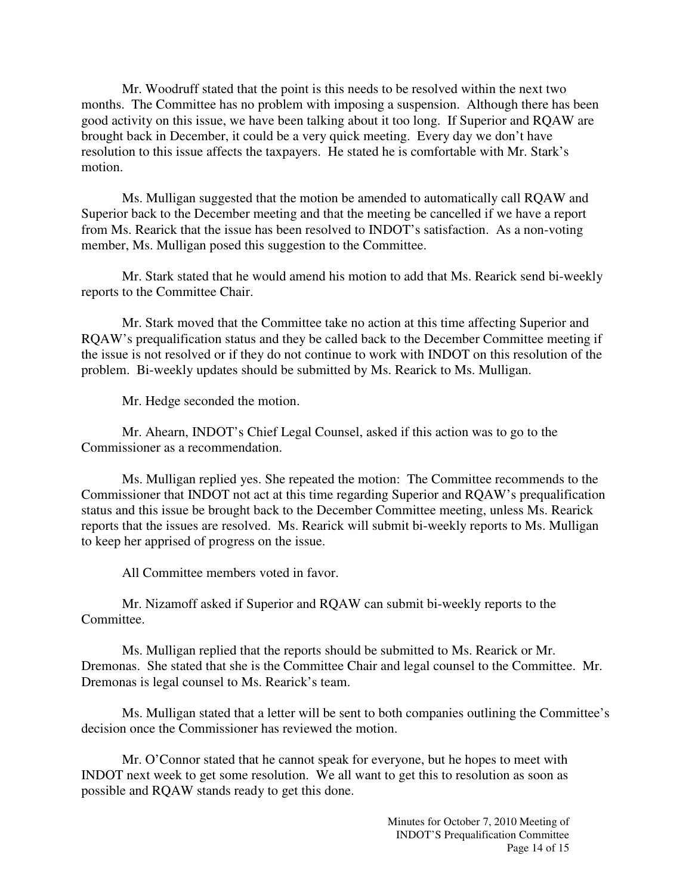Mr. Woodruff stated that the point is this needs to be resolved within the next two months. The Committee has no problem with imposing a suspension. Although there has been good activity on this issue, we have been talking about it too long. If Superior and RQAW are brought back in December, it could be a very quick meeting. Every day we don't have resolution to this issue affects the taxpayers. He stated he is comfortable with Mr. Stark's motion.

Ms. Mulligan suggested that the motion be amended to automatically call RQAW and Superior back to the December meeting and that the meeting be cancelled if we have a report from Ms. Rearick that the issue has been resolved to INDOT's satisfaction. As a non-voting member, Ms. Mulligan posed this suggestion to the Committee.

Mr. Stark stated that he would amend his motion to add that Ms. Rearick send bi-weekly reports to the Committee Chair.

Mr. Stark moved that the Committee take no action at this time affecting Superior and RQAW's prequalification status and they be called back to the December Committee meeting if the issue is not resolved or if they do not continue to work with INDOT on this resolution of the problem. Bi-weekly updates should be submitted by Ms. Rearick to Ms. Mulligan.

Mr. Hedge seconded the motion.

Mr. Ahearn, INDOT's Chief Legal Counsel, asked if this action was to go to the Commissioner as a recommendation.

Ms. Mulligan replied yes. She repeated the motion: The Committee recommends to the Commissioner that INDOT not act at this time regarding Superior and RQAW's prequalification status and this issue be brought back to the December Committee meeting, unless Ms. Rearick reports that the issues are resolved. Ms. Rearick will submit bi-weekly reports to Ms. Mulligan to keep her apprised of progress on the issue.

All Committee members voted in favor.

Mr. Nizamoff asked if Superior and RQAW can submit bi-weekly reports to the Committee.

Ms. Mulligan replied that the reports should be submitted to Ms. Rearick or Mr. Dremonas. She stated that she is the Committee Chair and legal counsel to the Committee. Mr. Dremonas is legal counsel to Ms. Rearick's team.

Ms. Mulligan stated that a letter will be sent to both companies outlining the Committee's decision once the Commissioner has reviewed the motion.

Mr. O'Connor stated that he cannot speak for everyone, but he hopes to meet with INDOT next week to get some resolution. We all want to get this to resolution as soon as possible and RQAW stands ready to get this done.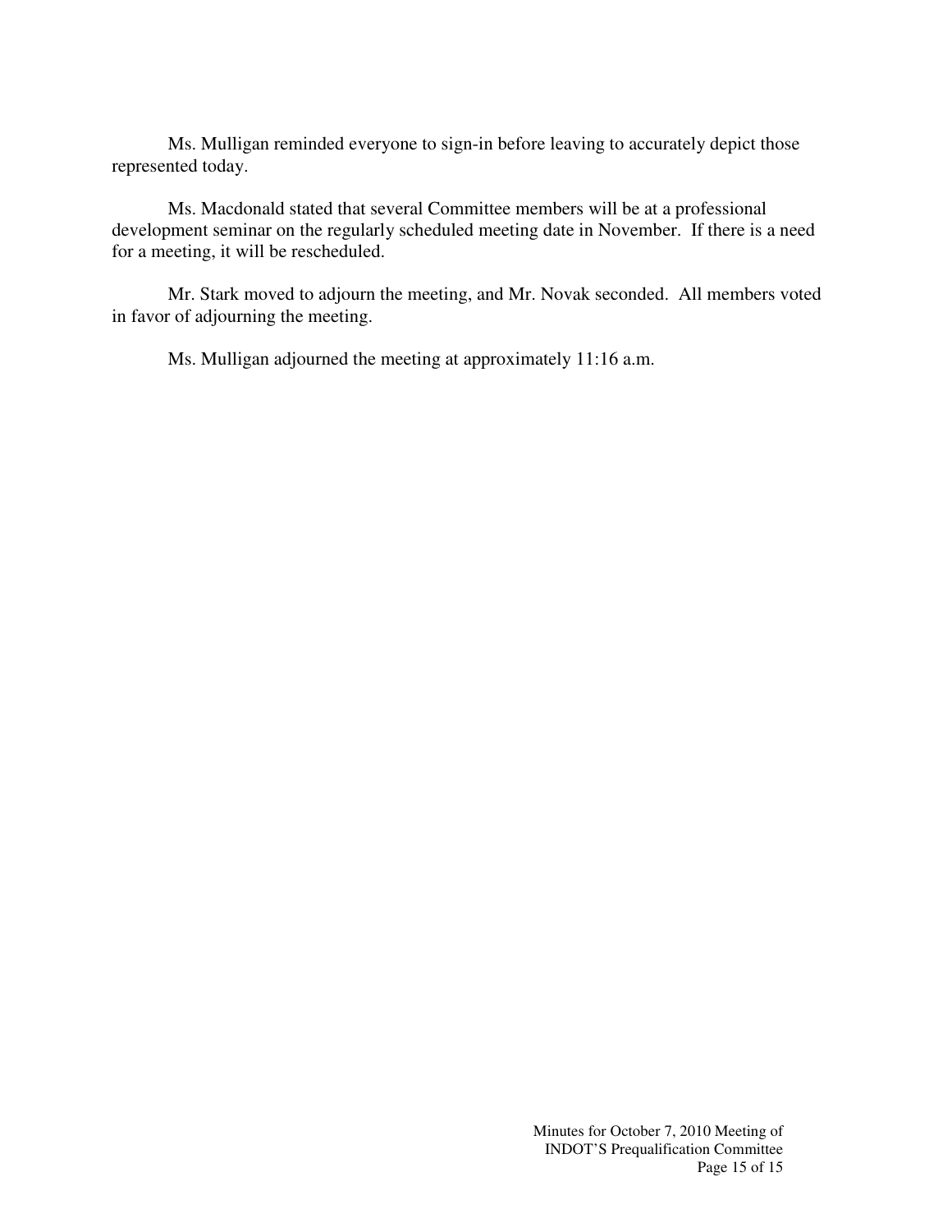Ms. Mulligan reminded everyone to sign-in before leaving to accurately depict those represented today.

Ms. Macdonald stated that several Committee members will be at a professional development seminar on the regularly scheduled meeting date in November. If there is a need for a meeting, it will be rescheduled.

Mr. Stark moved to adjourn the meeting, and Mr. Novak seconded. All members voted in favor of adjourning the meeting.

Ms. Mulligan adjourned the meeting at approximately 11:16 a.m.